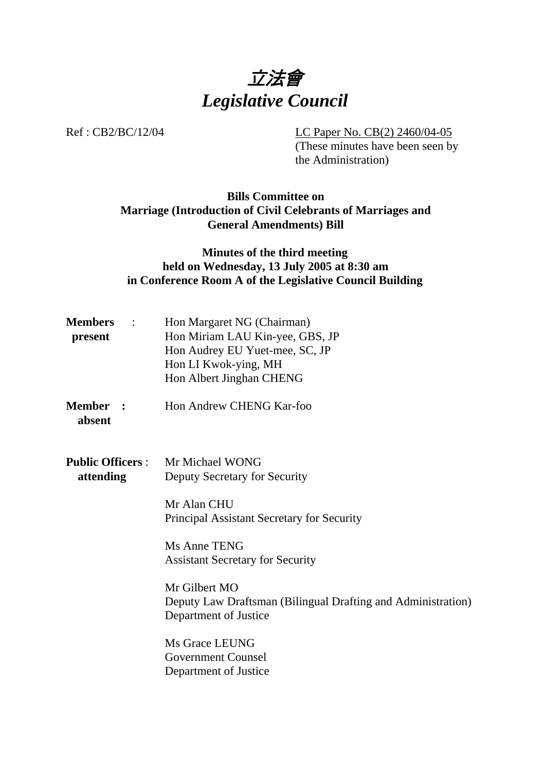# 立法會
# *Legislative Council*

Ref : CB2/BC/12/04

LC Paper No. CB(2) 2460/04-05
(These minutes have been seen by the Administration)

**Bills Committee on**
**Marriage (Introduction of Civil Celebrants of Marriages and General Amendments) Bill**

**Minutes of the third meeting**
**held on Wednesday, 13 July 2005 at 8:30 am**
**in Conference Room A of the Legislative Council Building**

**Members present** :

Hon Margaret NG (Chairman)
Hon Miriam LAU Kin-yee, GBS, JP
Hon Audrey EU Yuet-mee, SC, JP
Hon LI Kwok-ying, MH
Hon Albert Jinghan CHENG

**Member absent** :

Hon Andrew CHENG Kar-foo

**Public Officers attending** :

Mr Michael WONG
Deputy Secretary for Security

Mr Alan CHU
Principal Assistant Secretary for Security

Ms Anne TENG
Assistant Secretary for Security

Mr Gilbert MO
Deputy Law Draftsman (Bilingual Drafting and Administration)
Department of Justice

Ms Grace LEUNG
Government Counsel
Department of Justice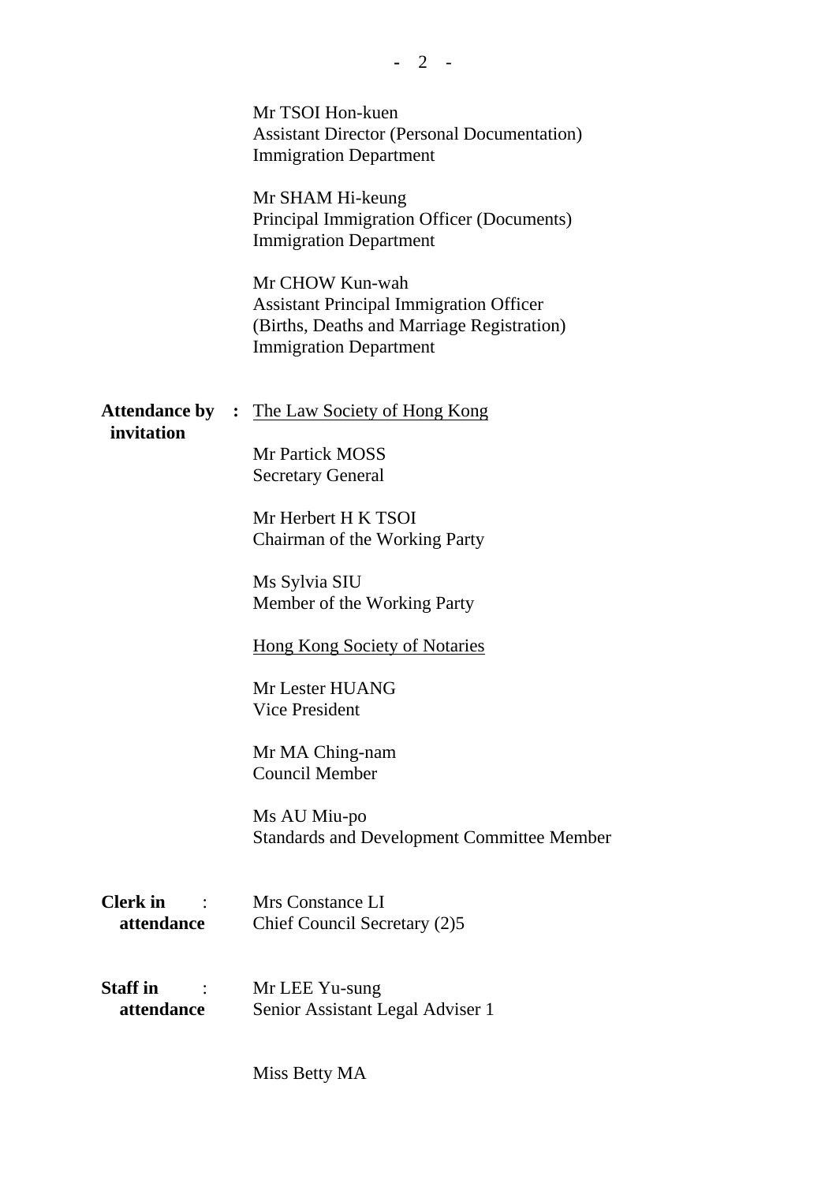Mr TSOI Hon-kuen
Assistant Director (Personal Documentation)
Immigration Department

Mr SHAM Hi-keung
Principal Immigration Officer (Documents)
Immigration Department

Mr CHOW Kun-wah
Assistant Principal Immigration Officer
(Births, Deaths and Marriage Registration)
Immigration Department

**Attendance by invitation** : The Law Society of Hong Kong

Mr Partick MOSS
Secretary General

Mr Herbert H K TSOI
Chairman of the Working Party

Ms Sylvia SIU
Member of the Working Party

Hong Kong Society of Notaries

Mr Lester HUANG
Vice President

Mr MA Ching-nam
Council Member

Ms AU Miu-po
Standards and Development Committee Member

**Clerk in attendance** : Mrs Constance LI
Chief Council Secretary (2)5

**Staff in attendance** : Mr LEE Yu-sung
Senior Assistant Legal Adviser 1

Miss Betty MA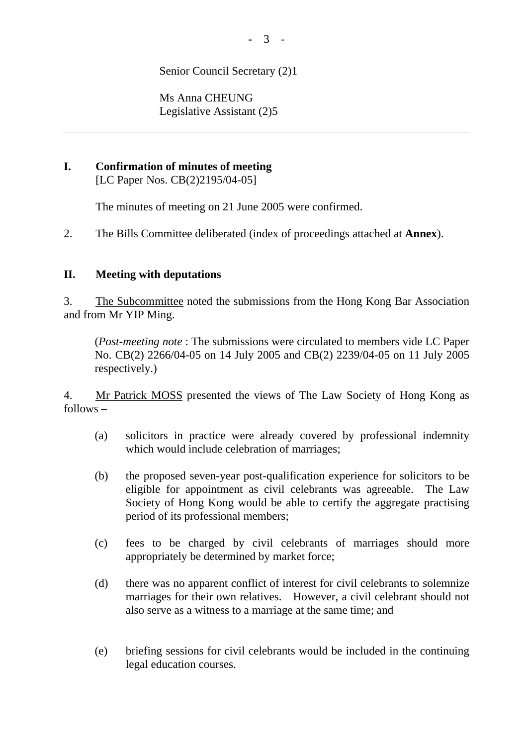Senior Council Secretary (2)1

Ms Anna CHEUNG
Legislative Assistant (2)5

---

**I. Confirmation of minutes of meeting**
[LC Paper Nos. CB(2)2195/04-05]

The minutes of meeting on 21 June 2005 were confirmed.

2. The Bills Committee deliberated (index of proceedings attached at **Annex**).

**II. Meeting with deputations**

3. The Subcommittee noted the submissions from the Hong Kong Bar Association and from Mr YIP Ming.

(*Post-meeting note* : The submissions were circulated to members vide LC Paper No. CB(2) 2266/04-05 on 14 July 2005 and CB(2) 2239/04-05 on 11 July 2005 respectively.)

4. Mr Patrick MOSS presented the views of The Law Society of Hong Kong as follows –

(a) solicitors in practice were already covered by professional indemnity which would include celebration of marriages;

(b) the proposed seven-year post-qualification experience for solicitors to be eligible for appointment as civil celebrants was agreeable. The Law Society of Hong Kong would be able to certify the aggregate practising period of its professional members;

(c) fees to be charged by civil celebrants of marriages should more appropriately be determined by market force;

(d) there was no apparent conflict of interest for civil celebrants to solemnize marriages for their own relatives. However, a civil celebrant should not also serve as a witness to a marriage at the same time; and

(e) briefing sessions for civil celebrants would be included in the continuing legal education courses.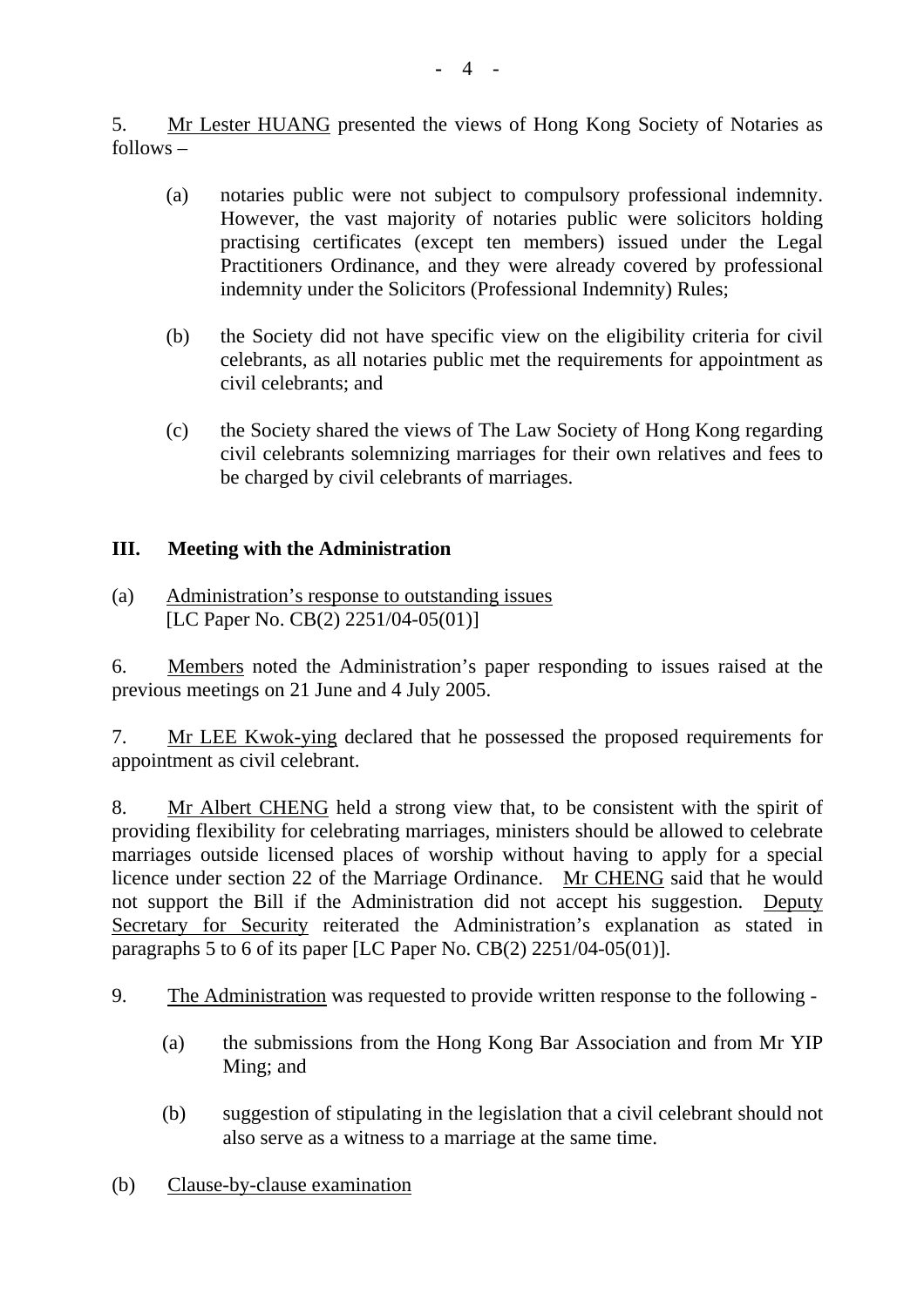5. Mr Lester HUANG presented the views of Hong Kong Society of Notaries as follows –

(a) notaries public were not subject to compulsory professional indemnity. However, the vast majority of notaries public were solicitors holding practising certificates (except ten members) issued under the Legal Practitioners Ordinance, and they were already covered by professional indemnity under the Solicitors (Professional Indemnity) Rules;

(b) the Society did not have specific view on the eligibility criteria for civil celebrants, as all notaries public met the requirements for appointment as civil celebrants; and

(c) the Society shared the views of The Law Society of Hong Kong regarding civil celebrants solemnizing marriages for their own relatives and fees to be charged by civil celebrants of marriages.

## III. Meeting with the Administration

(a) Administration's response to outstanding issues
[LC Paper No. CB(2) 2251/04-05(01)]

6. Members noted the Administration's paper responding to issues raised at the previous meetings on 21 June and 4 July 2005.

7. Mr LEE Kwok-ying declared that he possessed the proposed requirements for appointment as civil celebrant.

8. Mr Albert CHENG held a strong view that, to be consistent with the spirit of providing flexibility for celebrating marriages, ministers should be allowed to celebrate marriages outside licensed places of worship without having to apply for a special licence under section 22 of the Marriage Ordinance. Mr CHENG said that he would not support the Bill if the Administration did not accept his suggestion. Deputy Secretary for Security reiterated the Administration's explanation as stated in paragraphs 5 to 6 of its paper [LC Paper No. CB(2) 2251/04-05(01)].

9. The Administration was requested to provide written response to the following -

(a) the submissions from the Hong Kong Bar Association and from Mr YIP Ming; and

(b) suggestion of stipulating in the legislation that a civil celebrant should not also serve as a witness to a marriage at the same time.

(b) Clause-by-clause examination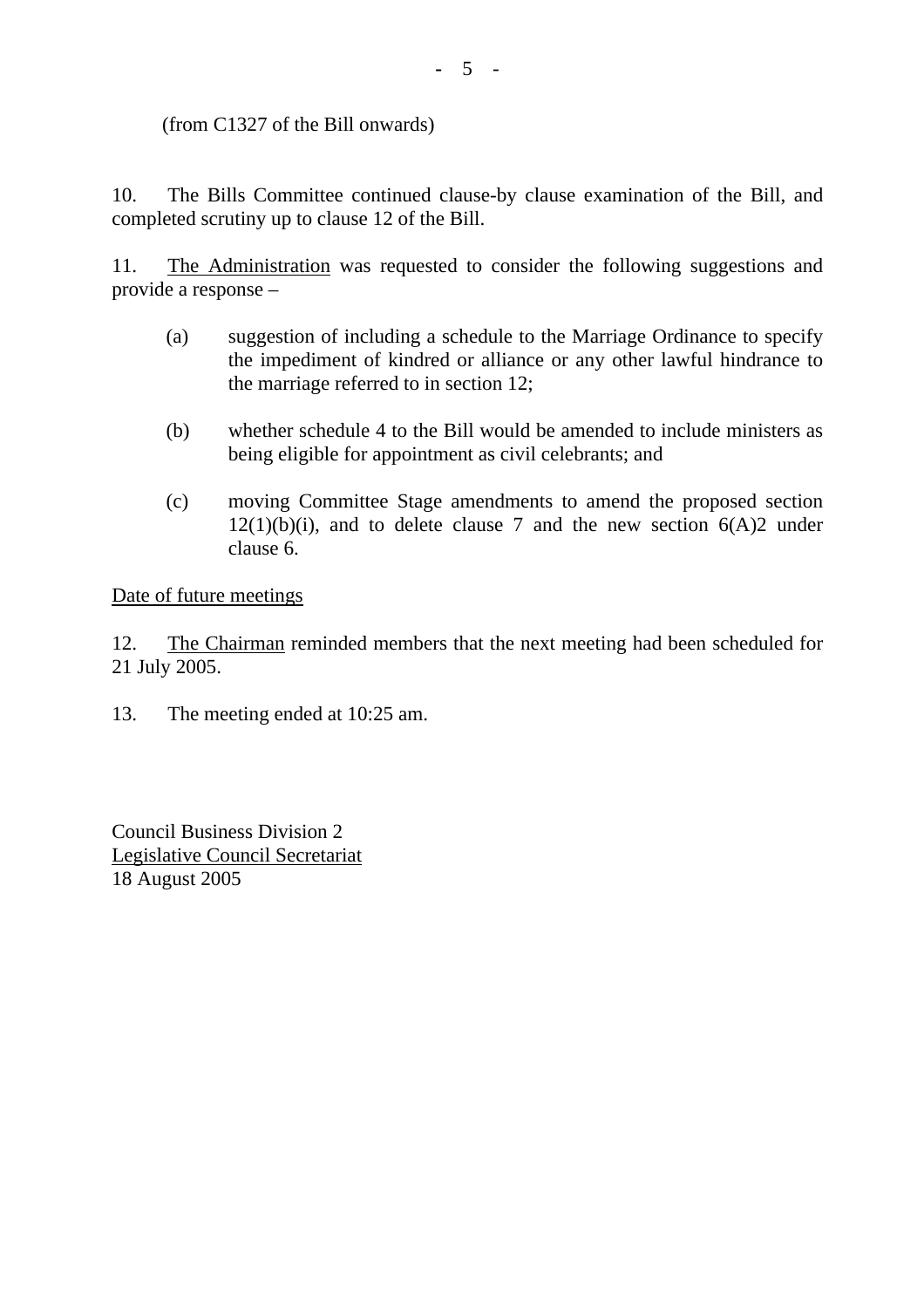(from C1327 of the Bill onwards)

10. The Bills Committee continued clause-by clause examination of the Bill, and completed scrutiny up to clause 12 of the Bill.

11. The Administration was requested to consider the following suggestions and provide a response –

(a) suggestion of including a schedule to the Marriage Ordinance to specify the impediment of kindred or alliance or any other lawful hindrance to the marriage referred to in section 12;

(b) whether schedule 4 to the Bill would be amended to include ministers as being eligible for appointment as civil celebrants; and

(c) moving Committee Stage amendments to amend the proposed section 12(1)(b)(i), and to delete clause 7 and the new section 6(A)2 under clause 6.

Date of future meetings

12. The Chairman reminded members that the next meeting had been scheduled for 21 July 2005.

13. The meeting ended at 10:25 am.

Council Business Division 2
Legislative Council Secretariat
18 August 2005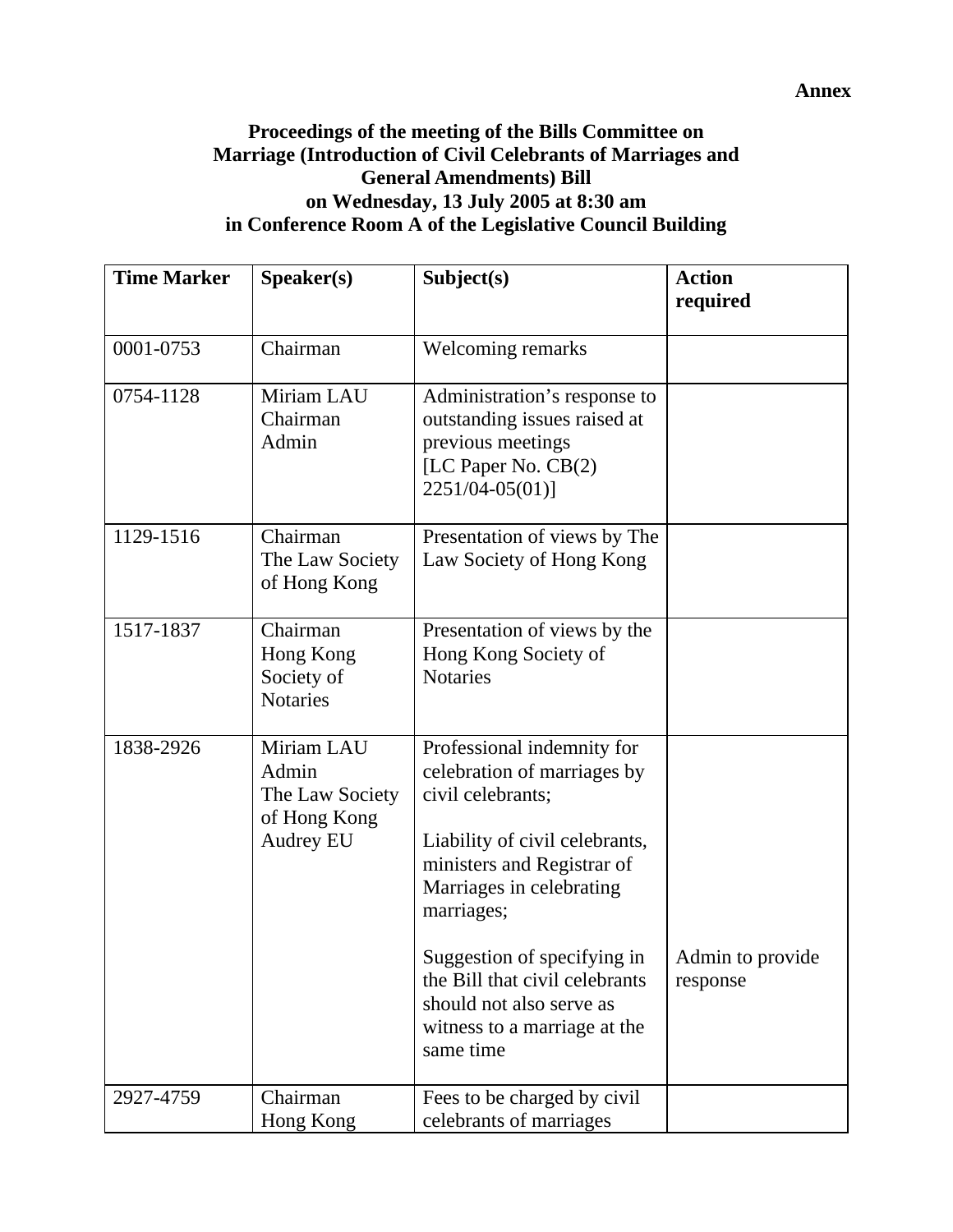**Annex**

**Proceedings of the meeting of the Bills Committee on Marriage (Introduction of Civil Celebrants of Marriages and General Amendments) Bill on Wednesday, 13 July 2005 at 8:30 am in Conference Room A of the Legislative Council Building**

| Time Marker | Speaker(s) | Subject(s) | Action required |
|---|---|---|---|
| 0001-0753 | Chairman | Welcoming remarks | |
| 0754-1128 | Miriam LAU<br>Chairman<br>Admin | Administration's response to outstanding issues raised at previous meetings<br>[LC Paper No. CB(2) 2251/04-05(01)] | |
| 1129-1516 | Chairman<br>The Law Society of Hong Kong | Presentation of views by The Law Society of Hong Kong | |
| 1517-1837 | Chairman<br>Hong Kong Society of Notaries | Presentation of views by the Hong Kong Society of Notaries | |
| 1838-2926 | Miriam LAU<br>Admin<br>The Law Society of Hong Kong<br>Audrey EU | Professional indemnity for celebration of marriages by civil celebrants;<br><br>Liability of civil celebrants, ministers and Registrar of Marriages in celebrating marriages;<br><br>Suggestion of specifying in the Bill that civil celebrants should not also serve as witness to a marriage at the same time | Admin to provide response |
| 2927-4759 | Chairman<br>Hong Kong | Fees to be charged by civil celebrants of marriages | |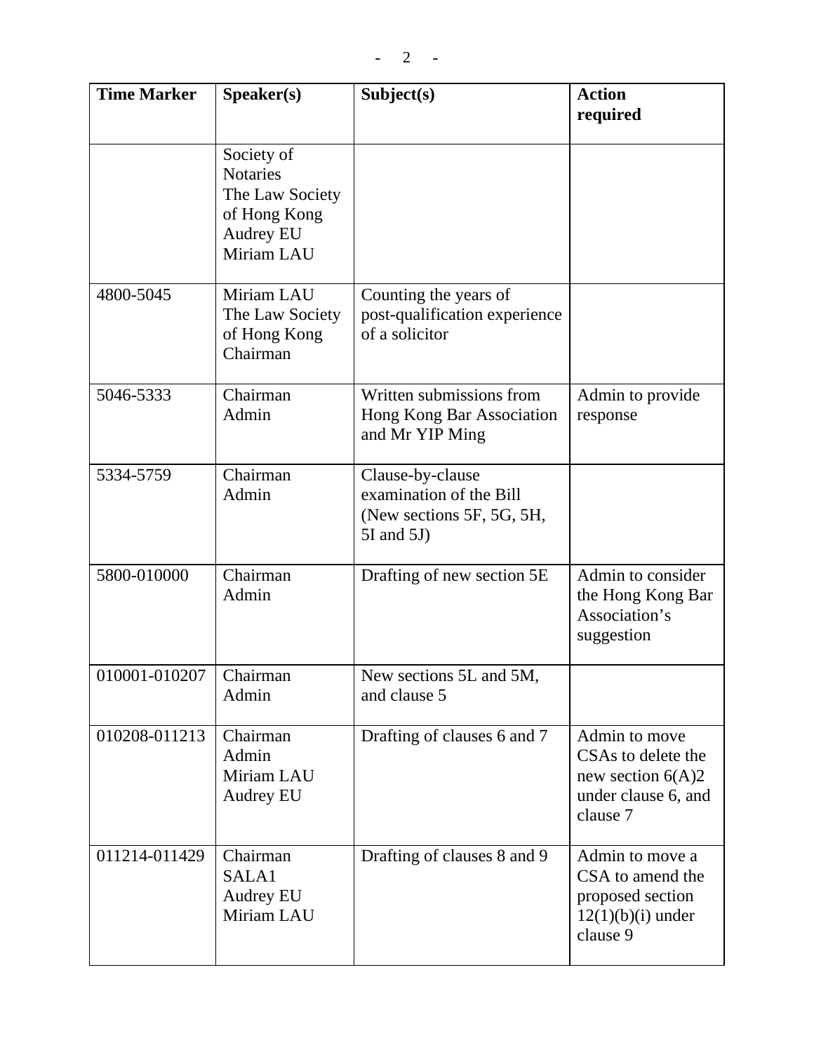| Time Marker | Speaker(s) | Subject(s) | Action required |
|---|---|---|---|
| | Society of Notaries<br>The Law Society of Hong Kong<br>Audrey EU<br>Miriam LAU | | |
| 4800-5045 | Miriam LAU<br>The Law Society of Hong Kong<br>Chairman | Counting the years of post-qualification experience of a solicitor | |
| 5046-5333 | Chairman<br>Admin | Written submissions from Hong Kong Bar Association and Mr YIP Ming | Admin to provide response |
| 5334-5759 | Chairman<br>Admin | Clause-by-clause examination of the Bill (New sections 5F, 5G, 5H, 5I and 5J) | |
| 5800-010000 | Chairman<br>Admin | Drafting of new section 5E | Admin to consider the Hong Kong Bar Association's suggestion |
| 010001-010207 | Chairman<br>Admin | New sections 5L and 5M, and clause 5 | |
| 010208-011213 | Chairman<br>Admin<br>Miriam LAU<br>Audrey EU | Drafting of clauses 6 and 7 | Admin to move CSAs to delete the new section 6(A)2 under clause 6, and clause 7 |
| 011214-011429 | Chairman<br>SALA1<br>Audrey EU<br>Miriam LAU | Drafting of clauses 8 and 9 | Admin to move a CSA to amend the proposed section 12(1)(b)(i) under clause 9 |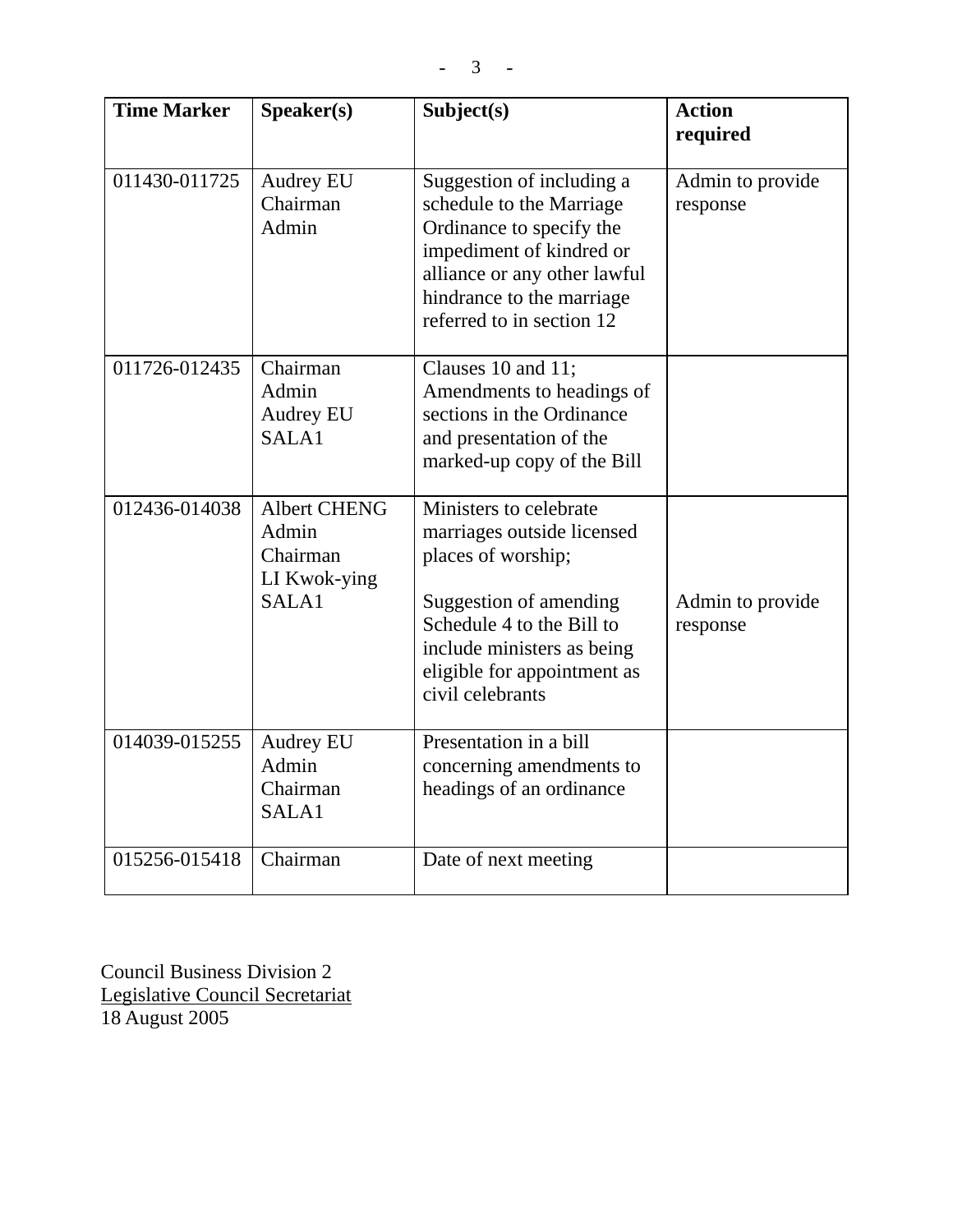| **Time Marker** | **Speaker(s)** | **Subject(s)** | **Action required** |
|---|---|---|---|
| 011430-011725 | Audrey EU<br>Chairman<br>Admin | Suggestion of including a schedule to the Marriage Ordinance to specify the impediment of kindred or alliance or any other lawful hindrance to the marriage referred to in section 12 | Admin to provide response |
| 011726-012435 | Chairman<br>Admin<br>Audrey EU<br>SALA1 | Clauses 10 and 11;<br>Amendments to headings of sections in the Ordinance and presentation of the marked-up copy of the Bill | |
| 012436-014038 | Albert CHENG<br>Admin<br>Chairman<br>LI Kwok-ying<br>SALA1 | Ministers to celebrate marriages outside licensed places of worship;<br><br>Suggestion of amending Schedule 4 to the Bill to include ministers as being eligible for appointment as civil celebrants | Admin to provide response |
| 014039-015255 | Audrey EU<br>Admin<br>Chairman<br>SALA1 | Presentation in a bill concerning amendments to headings of an ordinance | |
| 015256-015418 | Chairman | Date of next meeting | |

Council Business Division 2
Legislative Council Secretariat
18 August 2005